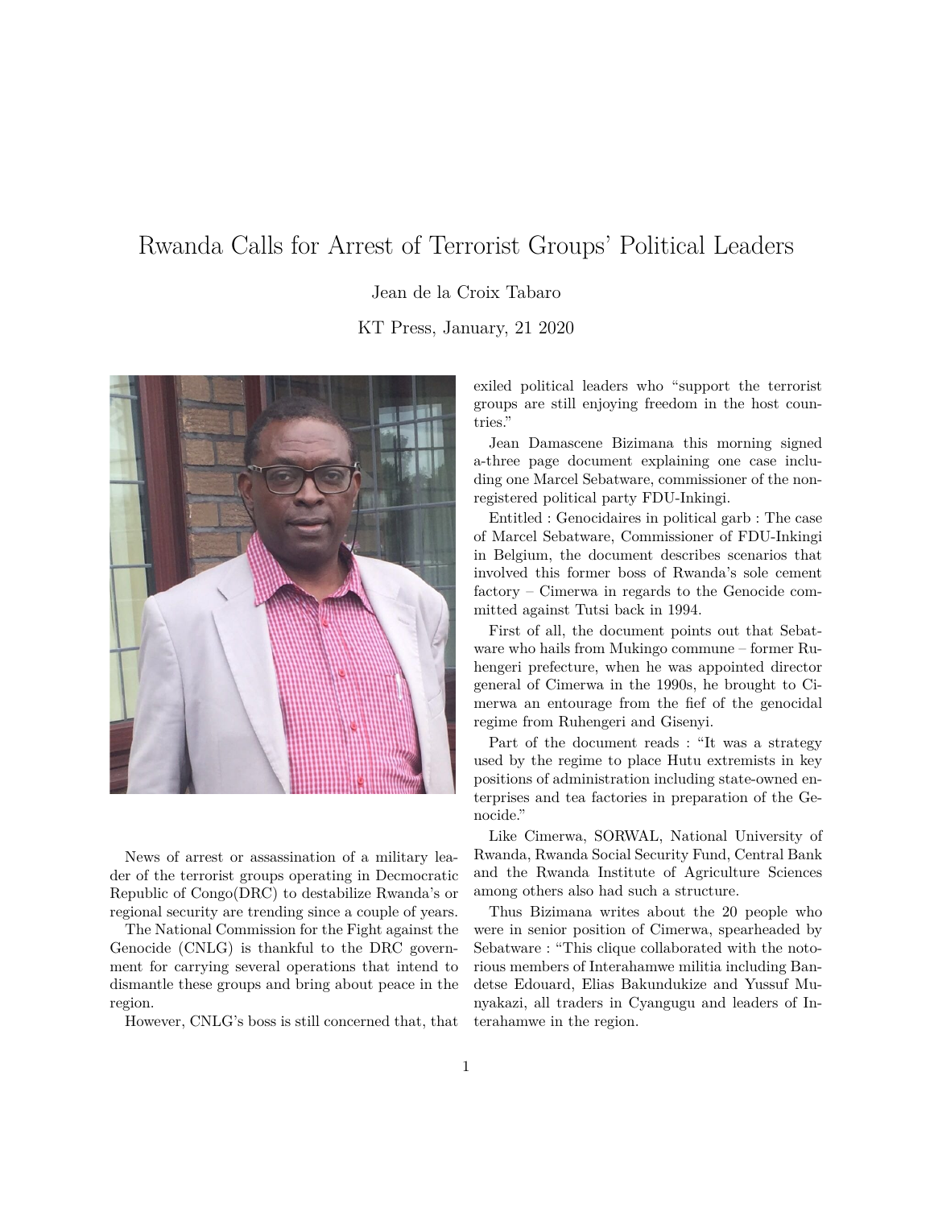# Rwanda Calls for Arrest of Terrorist Groups' Political Leaders

Jean de la Croix Tabaro

KT Press, January, 21 2020

News of arrest or assassination of a military leader of the terrorist groups operating in Decmocratic Republic of Congo(DRC) to destabilize Rwanda's or regional security are trending since a couple of years.

The National Commission for the Fight against the Genocide (CNLG) is thankful to the DRC government for carrying several operations that intend to dismantle these groups and bring about peace in the region.

However, CNLG's boss is still concerned that, that exiled political leaders who "support the terrorist groups are still enjoying freedom in the host countries."

Jean Damascene Bizimana this morning signed a-three page document explaining one case including one Marcel Sebatware, commissioner of the nonregistered political party FDU-Inkingi.

Entitled : Genocidaires in political garb : The case of Marcel Sebatware, Commissioner of FDU-Inkingi in Belgium, the document describes scenarios that involved this former boss of Rwanda's sole cement factory – Cimerwa in regards to the Genocide committed against Tutsi back in 1994.

First of all, the document points out that Sebatware who hails from Mukingo commune – former Ruhengeri prefecture, when he was appointed director general of Cimerwa in the 1990s, he brought to Cimerwa an entourage from the fief of the genocidal regime from Ruhengeri and Gisenyi.

Part of the document reads : "It was a strategy used by the regime to place Hutu extremists in key positions of administration including state-owned enterprises and tea factories in preparation of the Genocide."

Like Cimerwa, SORWAL, National University of Rwanda, Rwanda Social Security Fund, Central Bank and the Rwanda Institute of Agriculture Sciences among others also had such a structure.

Thus Bizimana writes about the 20 people who were in senior position of Cimerwa, spearheaded by Sebatware : "This clique collaborated with the notorious members of Interahamwe militia including Bandetse Edouard, Elias Bakundukize and Yussuf Munyakazi, all traders in Cyangugu and leaders of Interahamwe in the region.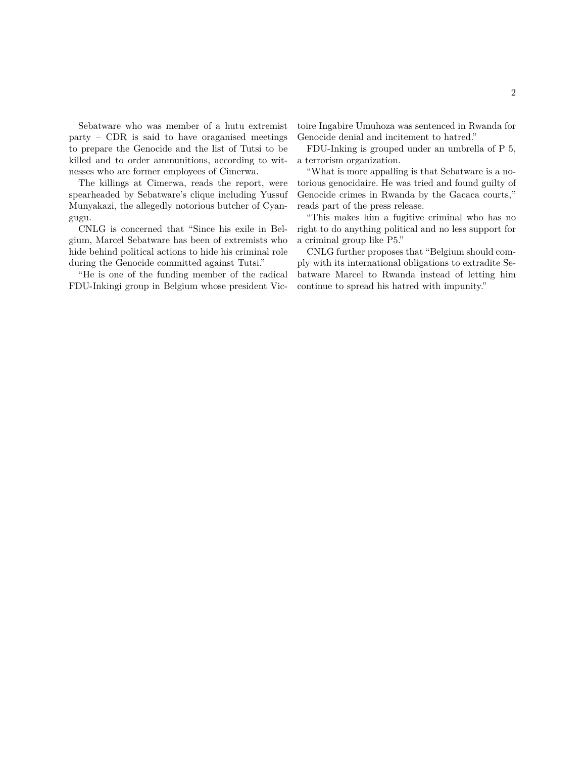Sebatware who was member of a hutu extremist party – CDR is said to have oraganised meetings to prepare the Genocide and the list of Tutsi to be killed and to order ammunitions, according to witnesses who are former employees of Cimerwa.

The killings at Cimerwa, reads the report, were spearheaded by Sebatware's clique including Yussuf Munyakazi, the allegedly notorious butcher of Cyangugu.

CNLG is concerned that "Since his exile in Belgium, Marcel Sebatware has been of extremists who hide behind political actions to hide his criminal role during the Genocide committed against Tutsi."

"He is one of the funding member of the radical FDU-Inkingi group in Belgium whose president Victoire Ingabire Umuhoza was sentenced in Rwanda for Genocide denial and incitement to hatred."

FDU-Inking is grouped under an umbrella of P 5, a terrorism organization.

"What is more appalling is that Sebatware is a notorious genocidaire. He was tried and found guilty of Genocide crimes in Rwanda by the Gacaca courts," reads part of the press release.

"This makes him a fugitive criminal who has no right to do anything political and no less support for a criminal group like P5."

CNLG further proposes that "Belgium should comply with its international obligations to extradite Sebatware Marcel to Rwanda instead of letting him continue to spread his hatred with impunity."